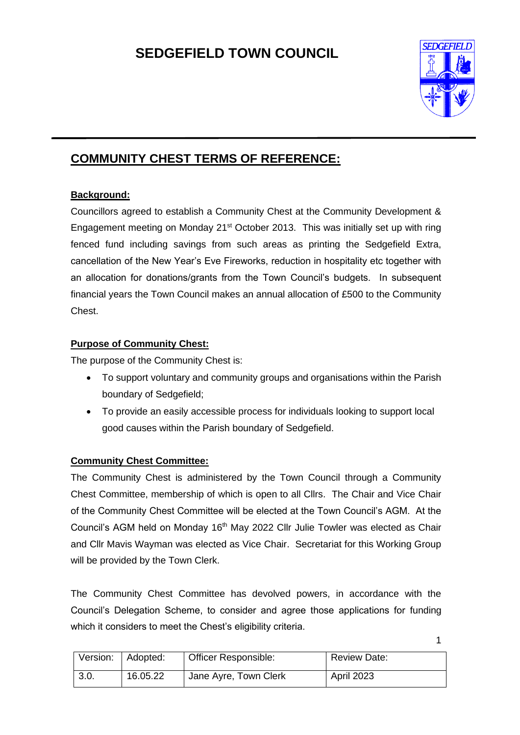# SEDGEFIELD TOWN COUNCIL

## COMMUNITY CHEST TERMS OF REFERENCE:

**Background:**

Councillors agreed to establish a Community Chest at the Community Development & Engagement meeting on Monday 21st October 2013. This was initially set up with ring fenced fund including savings from such areas as printing the Sedgefield Extra, cancellation of the New Year's Eve Fireworks, reduction in hospitality etc together with an allocation for donations/grants from the Town Council's budgets. In subsequent financial years the Town Council makes an annual allocation of £500 to the Community Chest.

**Purpose of Community Chest:**

The purpose of the Community Chest is:

- To support voluntary and community groups and organisations within the Parish boundary of Sedgefield;
- To provide an easily accessible process for individuals looking to support local good causes within the Parish boundary of Sedgefield.

**Community Chest Committee:**

The Community Chest is administered by the Town Council through a Community Chest Committee, membership of which is open to all Cllrs. The Chair and Vice Chair of the Community Chest Committee will be elected at the Town Council's AGM. At the Council's AGM held on Monday 16th May 2022 Cllr Julie Towler was elected as Chair and Cllr Mavis Wayman was elected as Vice Chair. Secretariat for this Working Group will be provided by the Town Clerk.

The Community Chest Committee has devolved powers, in accordance with the Council's Delegation Scheme, to consider and agree those applications for funding which it considers to meet the Chest's eligibility criteria.

| Version: | Adopted: | Officer Responsible: | Review Date: |
|---|---|---|---|
| 3.0. | 16.05.22 | Jane Ayre, Town Clerk | April 2023 |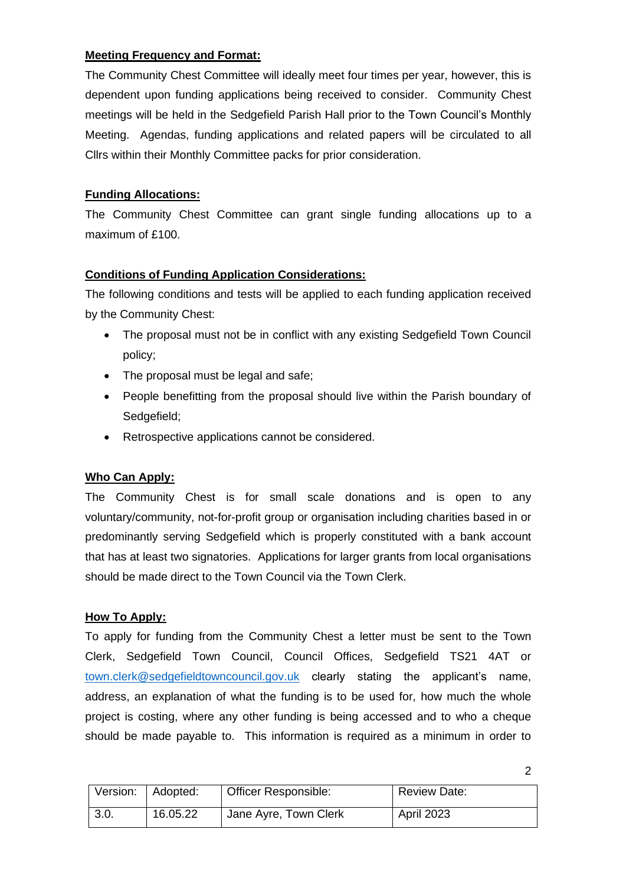**Meeting Frequency and Format:**

The Community Chest Committee will ideally meet four times per year, however, this is dependent upon funding applications being received to consider. Community Chest meetings will be held in the Sedgefield Parish Hall prior to the Town Council's Monthly Meeting. Agendas, funding applications and related papers will be circulated to all Cllrs within their Monthly Committee packs for prior consideration.

**Funding Allocations:**

The Community Chest Committee can grant single funding allocations up to a maximum of £100.

**Conditions of Funding Application Considerations:**

The following conditions and tests will be applied to each funding application received by the Community Chest:

- The proposal must not be in conflict with any existing Sedgefield Town Council policy;
- The proposal must be legal and safe;
- People benefitting from the proposal should live within the Parish boundary of Sedgefield;
- Retrospective applications cannot be considered.

**Who Can Apply:**

The Community Chest is for small scale donations and is open to any voluntary/community, not-for-profit group or organisation including charities based in or predominantly serving Sedgefield which is properly constituted with a bank account that has at least two signatories. Applications for larger grants from local organisations should be made direct to the Town Council via the Town Clerk.

**How To Apply:**

To apply for funding from the Community Chest a letter must be sent to the Town Clerk, Sedgefield Town Council, Council Offices, Sedgefield TS21 4AT or town.clerk@sedgefieldtowncouncil.gov.uk clearly stating the applicant's name, address, an explanation of what the funding is to be used for, how much the whole project is costing, where any other funding is being accessed and to who a cheque should be made payable to. This information is required as a minimum in order to

| Version: | Adopted: | Officer Responsible: | Review Date: |
| --- | --- | --- | --- |
| 3.0. | 16.05.22 | Jane Ayre, Town Clerk | April 2023 |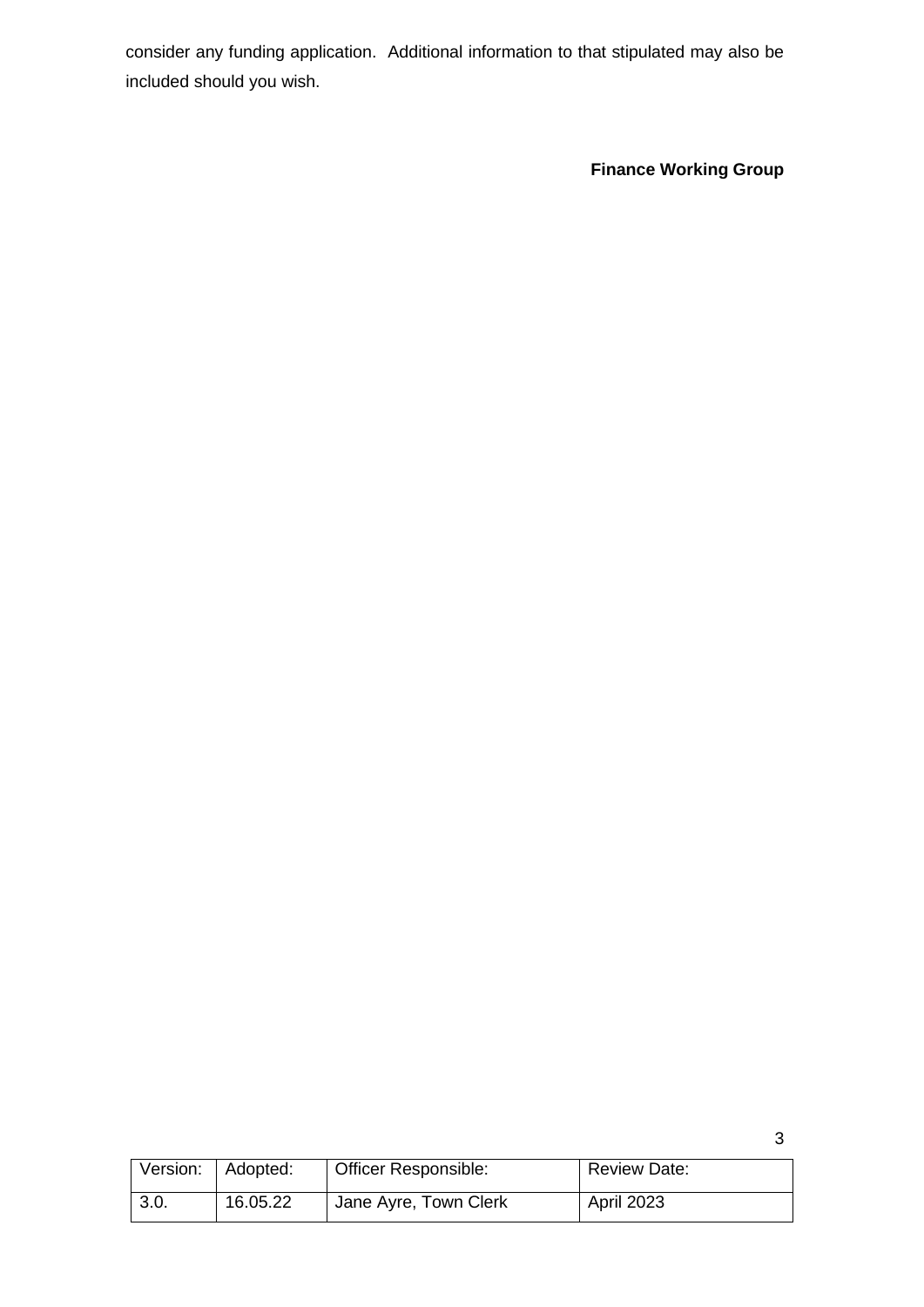consider any funding application. Additional information to that stipulated may also be included should you wish.

**Finance Working Group**

| Version: | Adopted: | Officer Responsible: | Review Date: |
|---|---|---|---|
| 3.0. | 16.05.22 | Jane Ayre, Town Clerk | April 2023 |